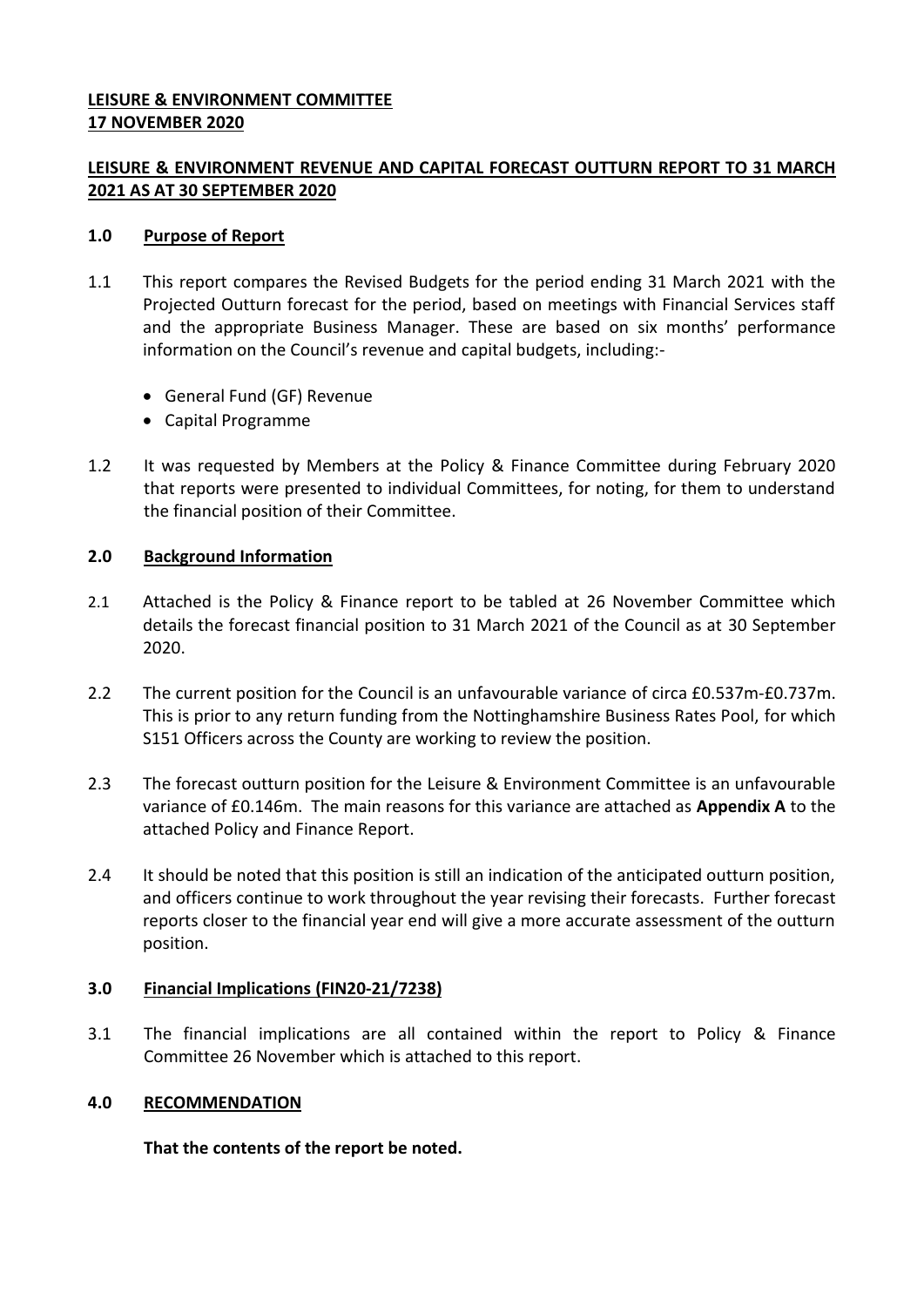**LEISURE & ENVIRONMENT COMMITTEE**
**17 NOVEMBER 2020**

**LEISURE & ENVIRONMENT REVENUE AND CAPITAL FORECAST OUTTURN REPORT TO 31 MARCH 2021 AS AT 30 SEPTEMBER 2020**

## 1.0 Purpose of Report

1.1 This report compares the Revised Budgets for the period ending 31 March 2021 with the Projected Outturn forecast for the period, based on meetings with Financial Services staff and the appropriate Business Manager. These are based on six months' performance information on the Council's revenue and capital budgets, including:-

- General Fund (GF) Revenue
- Capital Programme

1.2 It was requested by Members at the Policy & Finance Committee during February 2020 that reports were presented to individual Committees, for noting, for them to understand the financial position of their Committee.

## 2.0 Background Information

2.1 Attached is the Policy & Finance report to be tabled at 26 November Committee which details the forecast financial position to 31 March 2021 of the Council as at 30 September 2020.

2.2 The current position for the Council is an unfavourable variance of circa £0.537m-£0.737m. This is prior to any return funding from the Nottinghamshire Business Rates Pool, for which S151 Officers across the County are working to review the position.

2.3 The forecast outturn position for the Leisure & Environment Committee is an unfavourable variance of £0.146m. The main reasons for this variance are attached as **Appendix A** to the attached Policy and Finance Report.

2.4 It should be noted that this position is still an indication of the anticipated outturn position, and officers continue to work throughout the year revising their forecasts. Further forecast reports closer to the financial year end will give a more accurate assessment of the outturn position.

## 3.0 Financial Implications (FIN20-21/7238)

3.1 The financial implications are all contained within the report to Policy & Finance Committee 26 November which is attached to this report.

## 4.0 RECOMMENDATION

**That the contents of the report be noted.**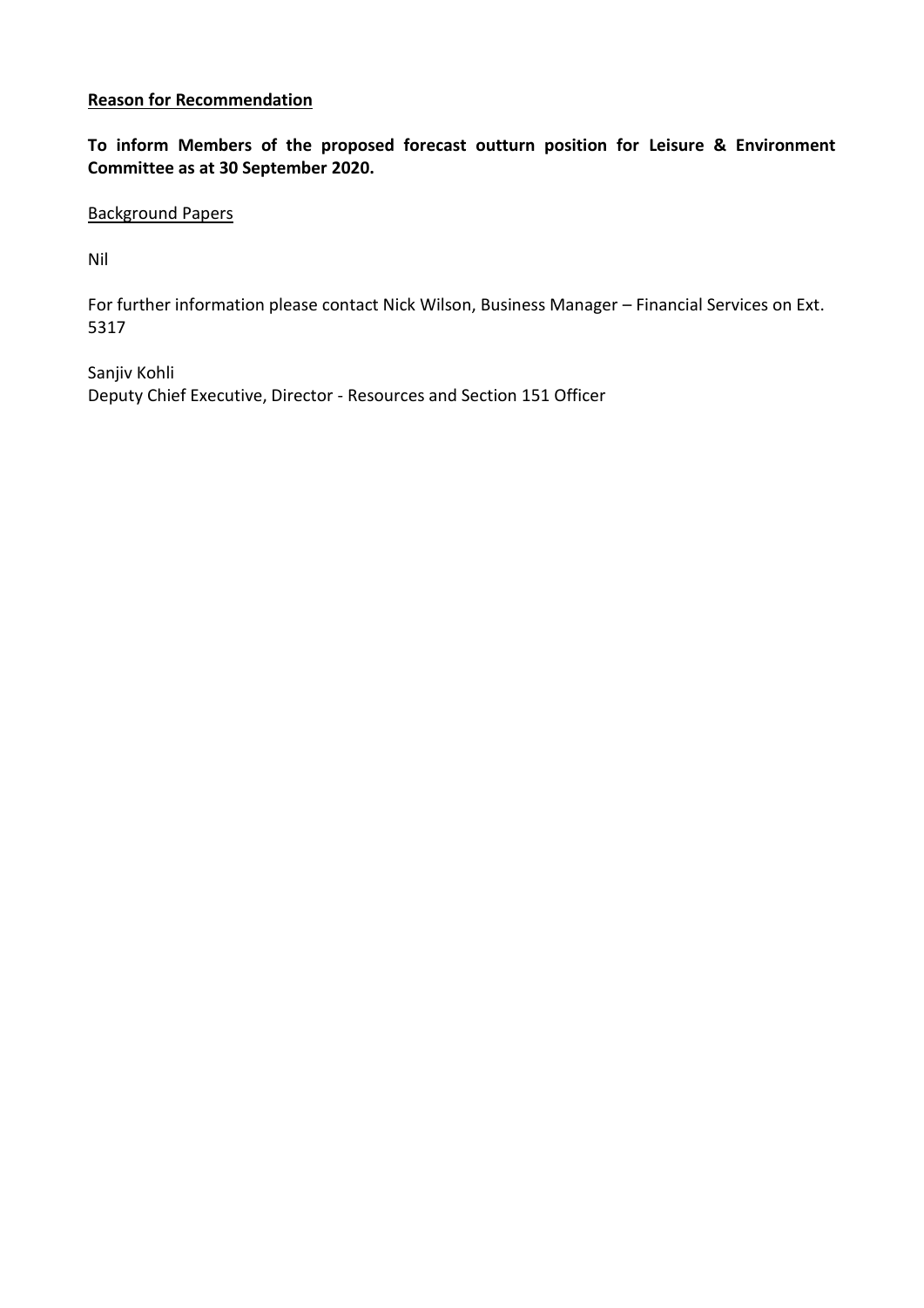**Reason for Recommendation**

**To inform Members of the proposed forecast outturn position for Leisure & Environment Committee as at 30 September 2020.**

Background Papers

Nil

For further information please contact Nick Wilson, Business Manager – Financial Services on Ext. 5317

Sanjiv Kohli
Deputy Chief Executive, Director - Resources and Section 151 Officer